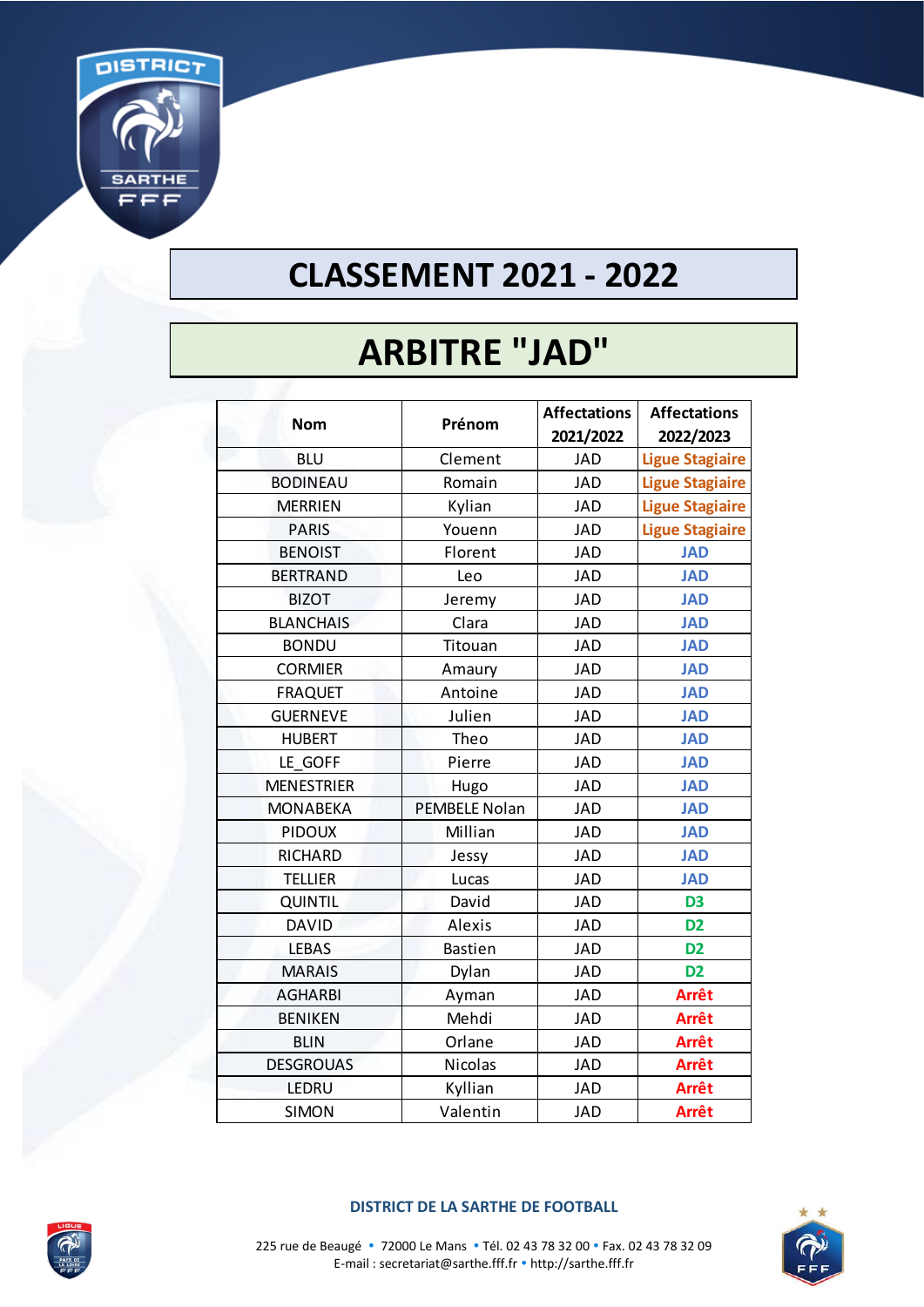# CLASSEMENT 2021 - 2022

# ARBITRE "JAD"

| Nom | Prénom | Affectations 2021/2022 | Affectations 2022/2023 |
|---|---|---|---|
| BLU | Clement | JAD | **Ligue Stagiaire** |
| BODINEAU | Romain | JAD | **Ligue Stagiaire** |
| MERRIEN | Kylian | JAD | **Ligue Stagiaire** |
| PARIS | Youenn | JAD | **Ligue Stagiaire** |
| BENOIST | Florent | JAD | **JAD** |
| BERTRAND | Leo | JAD | **JAD** |
| BIZOT | Jeremy | JAD | **JAD** |
| BLANCHAIS | Clara | JAD | **JAD** |
| BONDU | Titouan | JAD | **JAD** |
| CORMIER | Amaury | JAD | **JAD** |
| FRAQUET | Antoine | JAD | **JAD** |
| GUERNEVE | Julien | JAD | **JAD** |
| HUBERT | Theo | JAD | **JAD** |
| LE_GOFF | Pierre | JAD | **JAD** |
| MENESTRIER | Hugo | JAD | **JAD** |
| MONABEKA | PEMBELE Nolan | JAD | **JAD** |
| PIDOUX | Millian | JAD | **JAD** |
| RICHARD | Jessy | JAD | **JAD** |
| TELLIER | Lucas | JAD | **JAD** |
| QUINTIL | David | JAD | **D3** |
| DAVID | Alexis | JAD | **D2** |
| LEBAS | Bastien | JAD | **D2** |
| MARAIS | Dylan | JAD | **D2** |
| AGHARBI | Ayman | JAD | **Arrêt** |
| BENIKEN | Mehdi | JAD | **Arrêt** |
| BLIN | Orlane | JAD | **Arrêt** |
| DESGROUAS | Nicolas | JAD | **Arrêt** |
| LEDRU | Kyllian | JAD | **Arrêt** |
| SIMON | Valentin | JAD | **Arrêt** |

**DISTRICT DE LA SARTHE DE FOOTBALL**

225 rue de Beaugé • 72000 Le Mans • Tél. 02 43 78 32 00 • Fax. 02 43 78 32 09
E-mail : secretariat@sarthe.fff.fr • http://sarthe.fff.fr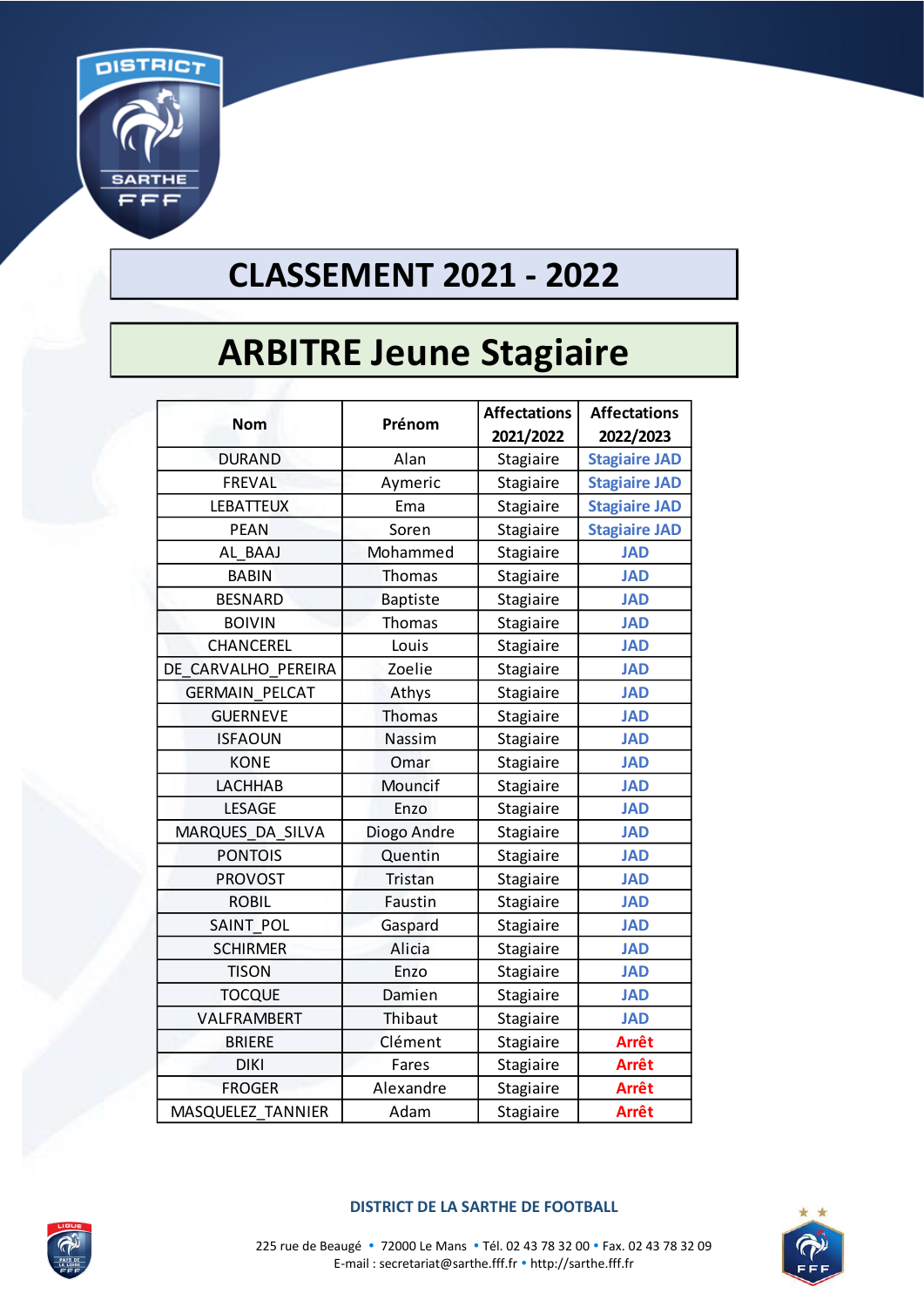# CLASSEMENT 2021 - 2022

## ARBITRE Jeune Stagiaire

| Nom | Prénom | Affectations 2021/2022 | Affectations 2022/2023 |
|---|---|---|---|
| DURAND | Alan | Stagiaire | Stagiaire JAD |
| FREVAL | Aymeric | Stagiaire | Stagiaire JAD |
| LEBATTEUX | Ema | Stagiaire | Stagiaire JAD |
| PEAN | Soren | Stagiaire | Stagiaire JAD |
| AL_BAAJ | Mohammed | Stagiaire | JAD |
| BABIN | Thomas | Stagiaire | JAD |
| BESNARD | Baptiste | Stagiaire | JAD |
| BOIVIN | Thomas | Stagiaire | JAD |
| CHANCEREL | Louis | Stagiaire | JAD |
| DE_CARVALHO_PEREIRA | Zoelie | Stagiaire | JAD |
| GERMAIN_PELCAT | Athys | Stagiaire | JAD |
| GUERNEVE | Thomas | Stagiaire | JAD |
| ISFAOUN | Nassim | Stagiaire | JAD |
| KONE | Omar | Stagiaire | JAD |
| LACHHAB | Mouncif | Stagiaire | JAD |
| LESAGE | Enzo | Stagiaire | JAD |
| MARQUES_DA_SILVA | Diogo Andre | Stagiaire | JAD |
| PONTOIS | Quentin | Stagiaire | JAD |
| PROVOST | Tristan | Stagiaire | JAD |
| ROBIL | Faustin | Stagiaire | JAD |
| SAINT_POL | Gaspard | Stagiaire | JAD |
| SCHIRMER | Alicia | Stagiaire | JAD |
| TISON | Enzo | Stagiaire | JAD |
| TOCQUE | Damien | Stagiaire | JAD |
| VALFRAMBERT | Thibault | Stagiaire | JAD |
| BRIERE | Clément | Stagiaire | Arrêt |
| DIKI | Fares | Stagiaire | Arrêt |
| FROGER | Alexandre | Stagiaire | Arrêt |
| MASQUELEZ_TANNIER | Adam | Stagiaire | Arrêt |

**DISTRICT DE LA SARTHE DE FOOTBALL**

225 rue de Beaugé • 72000 Le Mans • Tél. 02 43 78 32 00 • Fax. 02 43 78 32 09
E-mail : secretariat@sarthe.fff.fr • http://sarthe.fff.fr